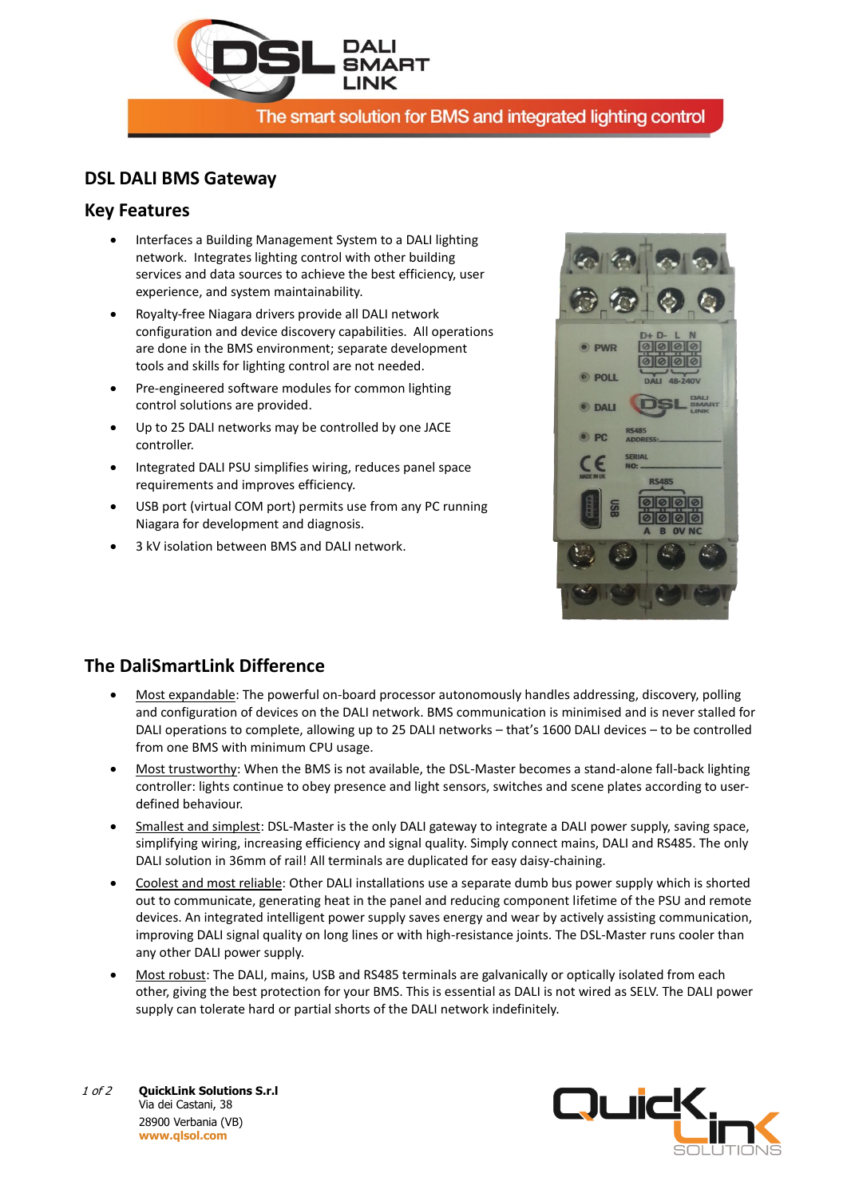DSL DALI SMART LINK

The smart solution for BMS and integrated lighting control

## DSL DALI BMS Gateway

### Key Features

- Interfaces a Building Management System to a DALI lighting network. Integrates lighting control with other building services and data sources to achieve the best efficiency, user experience, and system maintainability.
- Royalty-free Niagara drivers provide all DALI network configuration and device discovery capabilities. All operations are done in the BMS environment; separate development tools and skills for lighting control are not needed.
- Pre-engineered software modules for common lighting control solutions are provided.
- Up to 25 DALI networks may be controlled by one JACE controller.
- Integrated DALI PSU simplifies wiring, reduces panel space requirements and improves efficiency.
- USB port (virtual COM port) permits use from any PC running Niagara for development and diagnosis.
- 3 kV isolation between BMS and DALI network.

## The DaliSmartLink Difference

- Most expandable: The powerful on-board processor autonomously handles addressing, discovery, polling and configuration of devices on the DALI network. BMS communication is minimised and is never stalled for DALI operations to complete, allowing up to 25 DALI networks – that's 1600 DALI devices – to be controlled from one BMS with minimum CPU usage.
- Most trustworthy: When the BMS is not available, the DSL-Master becomes a stand-alone fall-back lighting controller: lights continue to obey presence and light sensors, switches and scene plates according to user-defined behaviour.
- Smallest and simplest: DSL-Master is the only DALI gateway to integrate a DALI power supply, saving space, simplifying wiring, increasing efficiency and signal quality. Simply connect mains, DALI and RS485. The only DALI solution in 36mm of rail! All terminals are duplicated for easy daisy-chaining.
- Coolest and most reliable: Other DALI installations use a separate dumb bus power supply which is shorted out to communicate, generating heat in the panel and reducing component lifetime of the PSU and remote devices. An integrated intelligent power supply saves energy and wear by actively assisting communication, improving DALI signal quality on long lines or with high-resistance joints. The DSL-Master runs cooler than any other DALI power supply.
- Most robust: The DALI, mains, USB and RS485 terminals are galvanically or optically isolated from each other, giving the best protection for your BMS. This is essential as DALI is not wired as SELV. The DALI power supply can tolerate hard or partial shorts of the DALI network indefinitely.

**QuickLink Solutions S.r.l**
Via dei Castani, 38
28900 Verbania (VB)
**www.qlsol.com**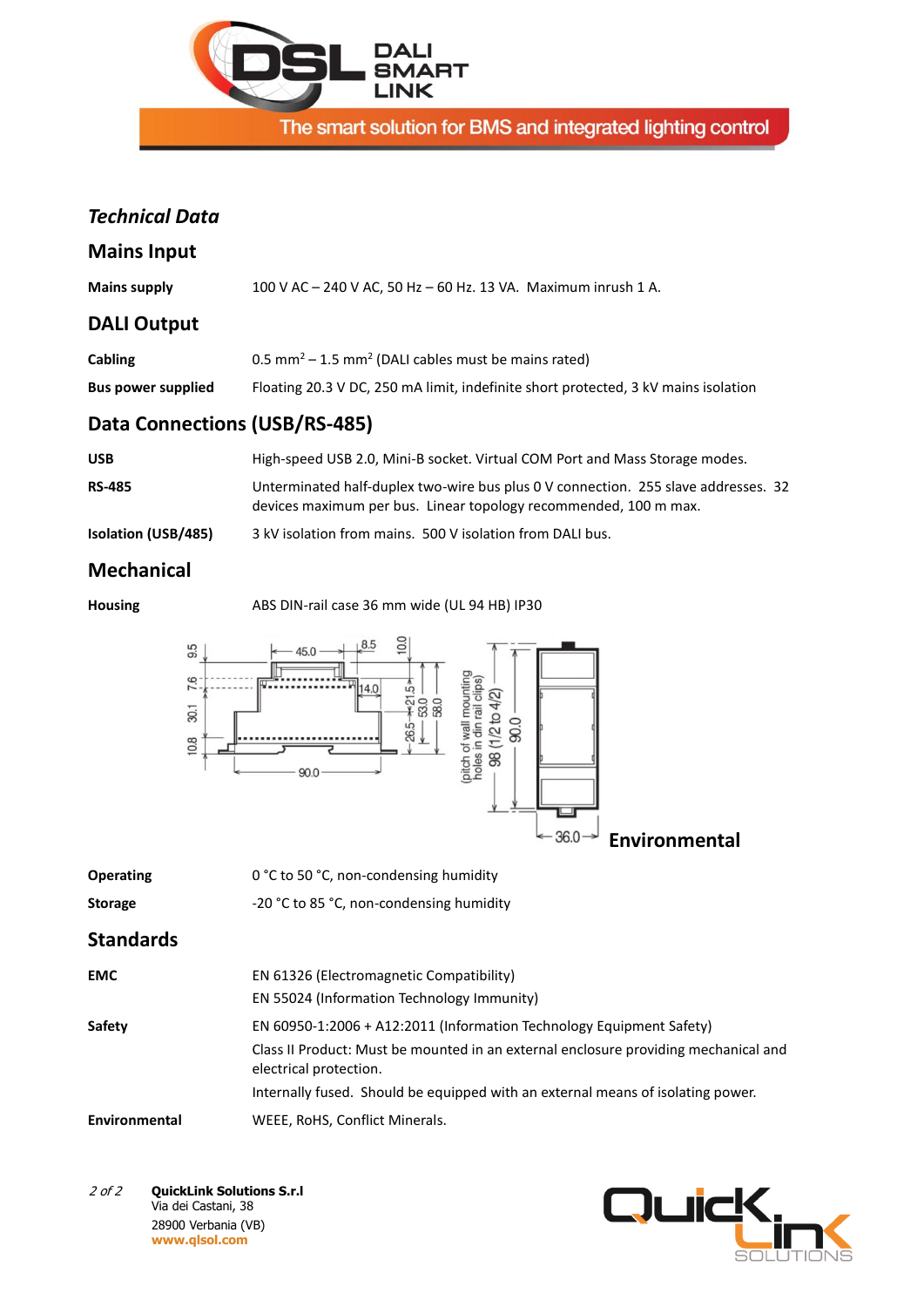## Technical Data

### Mains Input

| | |
|---|---|
| **Mains supply** | 100 V AC – 240 V AC, 50 Hz – 60 Hz. 13 VA. Maximum inrush 1 A. |

### DALI Output

| | |
|---|---|
| **Cabling** | 0.5 mm² – 1.5 mm² (DALI cables must be mains rated) |
| **Bus power supplied** | Floating 20.3 V DC, 250 mA limit, indefinite short protected, 3 kV mains isolation |

### Data Connections (USB/RS-485)

| | |
|---|---|
| **USB** | High-speed USB 2.0, Mini-B socket. Virtual COM Port and Mass Storage modes. |
| **RS-485** | Unterminated half-duplex two-wire bus plus 0 V connection. 255 slave addresses. 32 devices maximum per bus. Linear topology recommended, 100 m max. |
| **Isolation (USB/485)** | 3 kV isolation from mains. 500 V isolation from DALI bus. |

### Mechanical

| | |
|---|---|
| **Housing** | ABS DIN-rail case 36 mm wide (UL 94 HB) IP30 |

9.5
7.6
30.1
10.8
45.0
8.5
10.0
14.0
21.5
26.5
53.0
58.0
90.0
(pitch of wall mounting holes in din rail clips)
98 (1/2 to 4/2)
90.0
36.0

### Environmental

| | |
|---|---|
| **Operating** | 0 °C to 50 °C, non-condensing humidity |
| **Storage** | -20 °C to 85 °C, non-condensing humidity |

### Standards

| | |
|---|---|
| **EMC** | EN 61326 (Electromagnetic Compatibility)<br>EN 55024 (Information Technology Immunity) |
| **Safety** | EN 60950-1:2006 + A12:2011 (Information Technology Equipment Safety)<br>Class II Product: Must be mounted in an external enclosure providing mechanical and electrical protection.<br>Internally fused. Should be equipped with an external means of isolating power. |
| **Environmental** | WEEE, RoHS, Conflict Minerals. |

**QuickLink Solutions S.r.l**
Via dei Castani, 38
28900 Verbania (VB)
**www.qlsol.com**